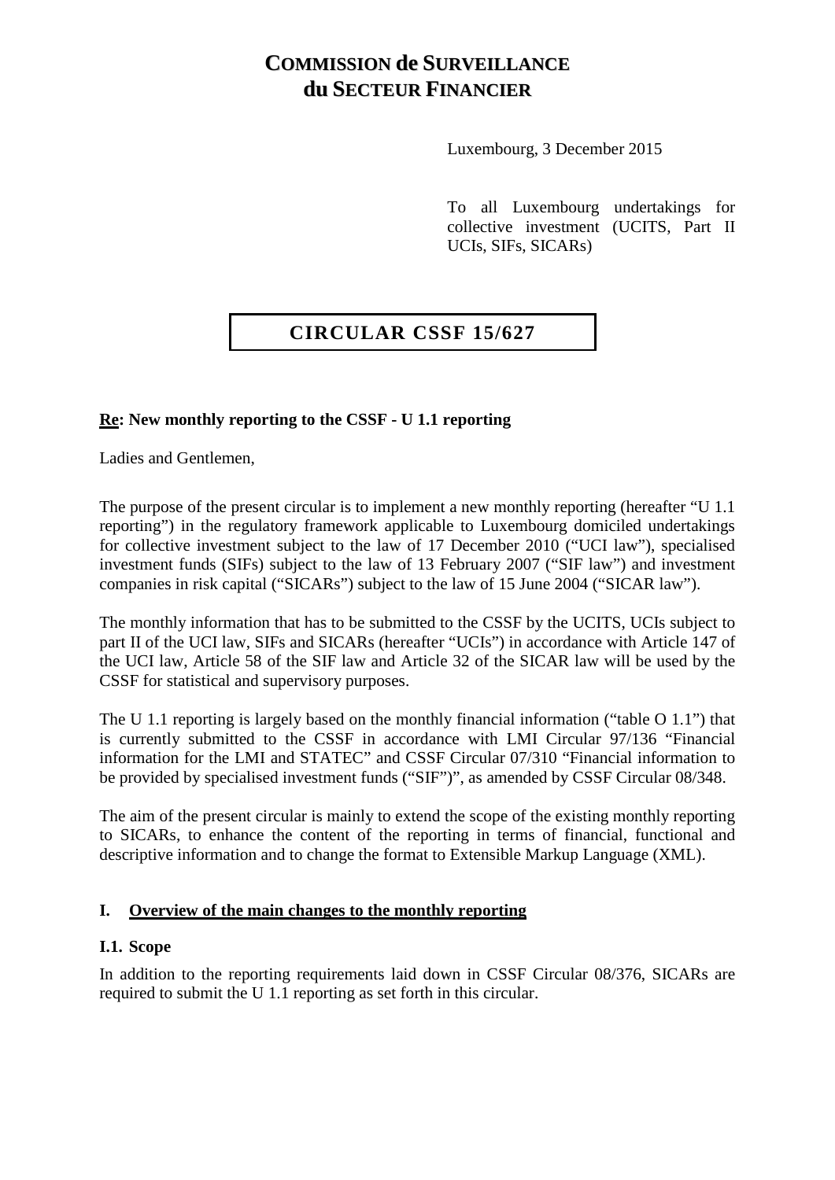# COMMISSION de SURVEILLANCE du SECTEUR FINANCIER

Luxembourg, 3 December 2015

To all Luxembourg undertakings for collective investment (UCITS, Part II UCIs, SIFs, SICARs)

## CIRCULAR CSSF 15/627

**Re: New monthly reporting to the CSSF - U 1.1 reporting**

Ladies and Gentlemen,

The purpose of the present circular is to implement a new monthly reporting (hereafter "U 1.1 reporting") in the regulatory framework applicable to Luxembourg domiciled undertakings for collective investment subject to the law of 17 December 2010 ("UCI law"), specialised investment funds (SIFs) subject to the law of 13 February 2007 ("SIF law") and investment companies in risk capital ("SICARs") subject to the law of 15 June 2004 ("SICAR law").

The monthly information that has to be submitted to the CSSF by the UCITS, UCIs subject to part II of the UCI law, SIFs and SICARs (hereafter "UCIs") in accordance with Article 147 of the UCI law, Article 58 of the SIF law and Article 32 of the SICAR law will be used by the CSSF for statistical and supervisory purposes.

The U 1.1 reporting is largely based on the monthly financial information ("table O 1.1") that is currently submitted to the CSSF in accordance with LMI Circular 97/136 "Financial information for the LMI and STATEC" and CSSF Circular 07/310 "Financial information to be provided by specialised investment funds ("SIF")", as amended by CSSF Circular 08/348.

The aim of the present circular is mainly to extend the scope of the existing monthly reporting to SICARs, to enhance the content of the reporting in terms of financial, functional and descriptive information and to change the format to Extensible Markup Language (XML).

## I. Overview of the main changes to the monthly reporting

### I.1. Scope

In addition to the reporting requirements laid down in CSSF Circular 08/376, SICARs are required to submit the U 1.1 reporting as set forth in this circular.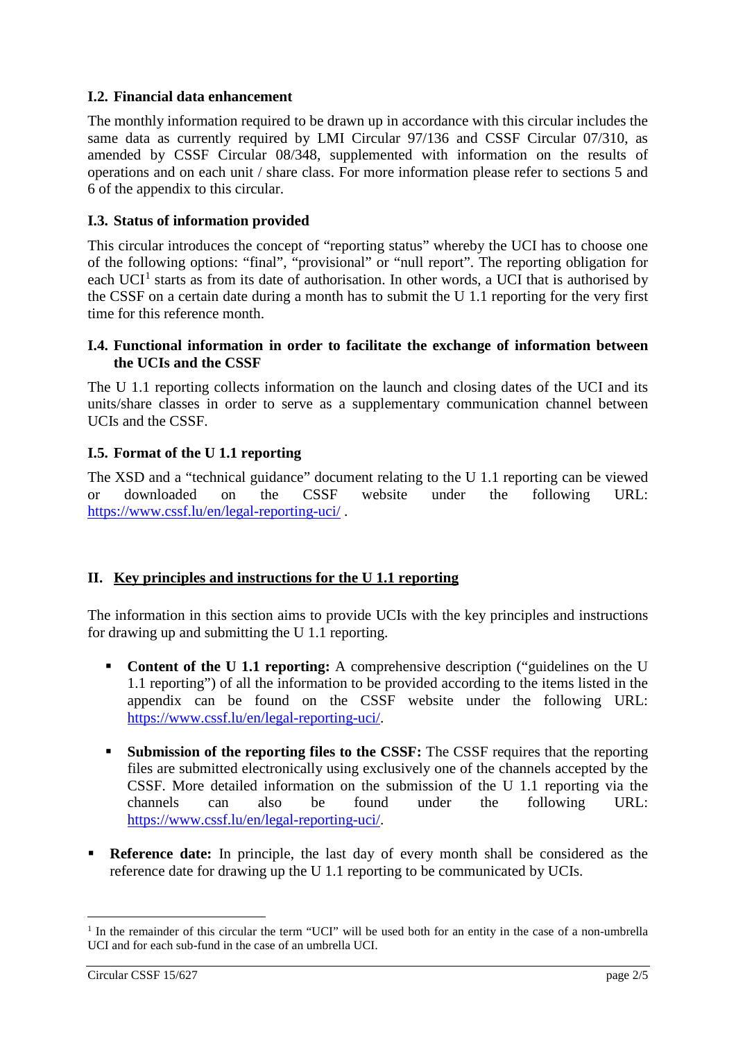### I.2. Financial data enhancement

The monthly information required to be drawn up in accordance with this circular includes the same data as currently required by LMI Circular 97/136 and CSSF Circular 07/310, as amended by CSSF Circular 08/348, supplemented with information on the results of operations and on each unit / share class. For more information please refer to sections 5 and 6 of the appendix to this circular.

### I.3. Status of information provided

This circular introduces the concept of "reporting status" whereby the UCI has to choose one of the following options: "final", "provisional" or "null report". The reporting obligation for each UCI[1] starts as from its date of authorisation. In other words, a UCI that is authorised by the CSSF on a certain date during a month has to submit the U 1.1 reporting for the very first time for this reference month.

### I.4. Functional information in order to facilitate the exchange of information between the UCIs and the CSSF

The U 1.1 reporting collects information on the launch and closing dates of the UCI and its units/share classes in order to serve as a supplementary communication channel between UCIs and the CSSF.

### I.5. Format of the U 1.1 reporting

The XSD and a "technical guidance" document relating to the U 1.1 reporting can be viewed or downloaded on the CSSF website under the following URL: https://www.cssf.lu/en/legal-reporting-uci/ .

## II. Key principles and instructions for the U 1.1 reporting

The information in this section aims to provide UCIs with the key principles and instructions for drawing up and submitting the U 1.1 reporting.

- **Content of the U 1.1 reporting:** A comprehensive description ("guidelines on the U 1.1 reporting") of all the information to be provided according to the items listed in the appendix can be found on the CSSF website under the following URL: https://www.cssf.lu/en/legal-reporting-uci/.

- **Submission of the reporting files to the CSSF:** The CSSF requires that the reporting files are submitted electronically using exclusively one of the channels accepted by the CSSF. More detailed information on the submission of the U 1.1 reporting via the channels can also be found under the following URL: https://www.cssf.lu/en/legal-reporting-uci/.

- **Reference date:** In principle, the last day of every month shall be considered as the reference date for drawing up the U 1.1 reporting to be communicated by UCIs.

[1] In the remainder of this circular the term "UCI" will be used both for an entity in the case of a non-umbrella UCI and for each sub-fund in the case of an umbrella UCI.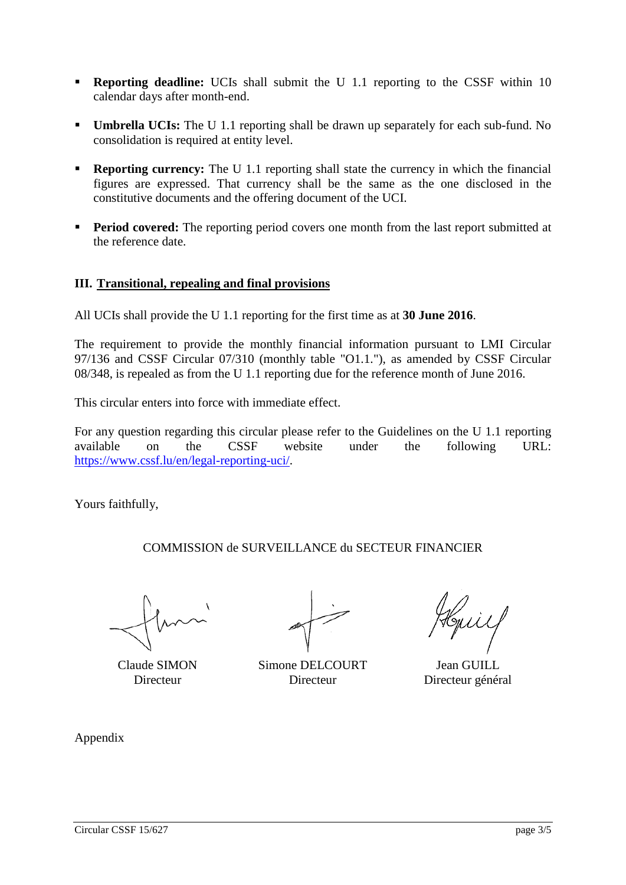- **Reporting deadline:** UCIs shall submit the U 1.1 reporting to the CSSF within 10 calendar days after month-end.

- **Umbrella UCIs:** The U 1.1 reporting shall be drawn up separately for each sub-fund. No consolidation is required at entity level.

- **Reporting currency:** The U 1.1 reporting shall state the currency in which the financial figures are expressed. That currency shall be the same as the one disclosed in the constitutive documents and the offering document of the UCI.

- **Period covered:** The reporting period covers one month from the last report submitted at the reference date.

### III. Transitional, repealing and final provisions

All UCIs shall provide the U 1.1 reporting for the first time as at **30 June 2016**.

The requirement to provide the monthly financial information pursuant to LMI Circular 97/136 and CSSF Circular 07/310 (monthly table "O1.1."), as amended by CSSF Circular 08/348, is repealed as from the U 1.1 reporting due for the reference month of June 2016.

This circular enters into force with immediate effect.

For any question regarding this circular please refer to the Guidelines on the U 1.1 reporting available on the CSSF website under the following URL: https://www.cssf.lu/en/legal-reporting-uci/.

Yours faithfully,

COMMISSION de SURVEILLANCE du SECTEUR FINANCIER

| Claude SIMON | Simone DELCOURT | Jean GUILL |
| --- | --- | --- |
| Directeur | Directeur | Directeur général |

Appendix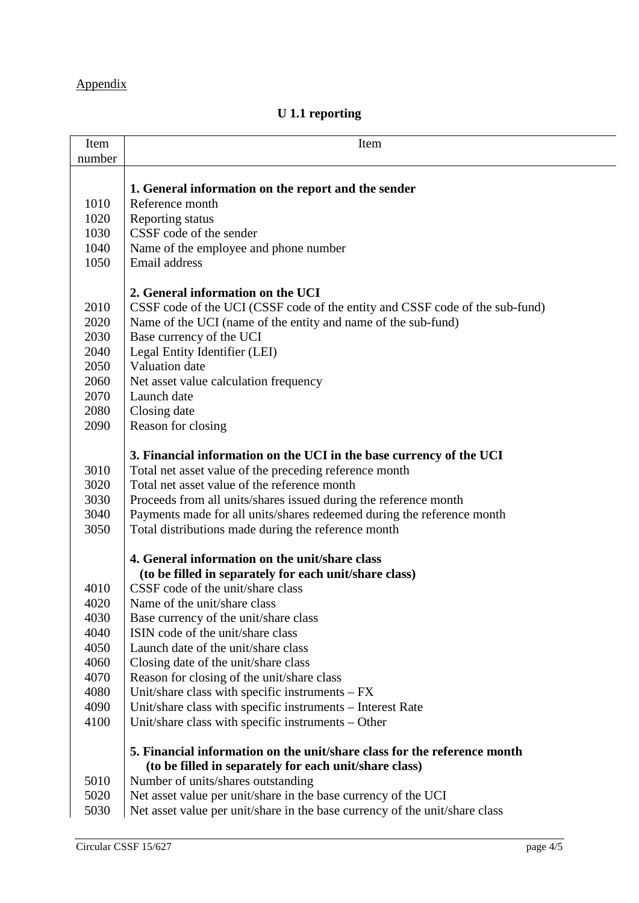Appendix

## U 1.1 reporting

| Item number | Item |
|---|---|
| | **1. General information on the report and the sender** |
| 1010 | Reference month |
| 1020 | Reporting status |
| 1030 | CSSF code of the sender |
| 1040 | Name of the employee and phone number |
| 1050 | Email address |
| | **2. General information on the UCI** |
| 2010 | CSSF code of the UCI (CSSF code of the entity and CSSF code of the sub-fund) |
| 2020 | Name of the UCI (name of the entity and name of the sub-fund) |
| 2030 | Base currency of the UCI |
| 2040 | Legal Entity Identifier (LEI) |
| 2050 | Valuation date |
| 2060 | Net asset value calculation frequency |
| 2070 | Launch date |
| 2080 | Closing date |
| 2090 | Reason for closing |
| | **3. Financial information on the UCI in the base currency of the UCI** |
| 3010 | Total net asset value of the preceding reference month |
| 3020 | Total net asset value of the reference month |
| 3030 | Proceeds from all units/shares issued during the reference month |
| 3040 | Payments made for all units/shares redeemed during the reference month |
| 3050 | Total distributions made during the reference month |
| | **4. General information on the unit/share class (to be filled in separately for each unit/share class)** |
| 4010 | CSSF code of the unit/share class |
| 4020 | Name of the unit/share class |
| 4030 | Base currency of the unit/share class |
| 4040 | ISIN code of the unit/share class |
| 4050 | Launch date of the unit/share class |
| 4060 | Closing date of the unit/share class |
| 4070 | Reason for closing of the unit/share class |
| 4080 | Unit/share class with specific instruments – FX |
| 4090 | Unit/share class with specific instruments – Interest Rate |
| 4100 | Unit/share class with specific instruments – Other |
| | **5. Financial information on the unit/share class for the reference month (to be filled in separately for each unit/share class)** |
| 5010 | Number of units/shares outstanding |
| 5020 | Net asset value per unit/share in the base currency of the UCI |
| 5030 | Net asset value per unit/share in the base currency of the unit/share class |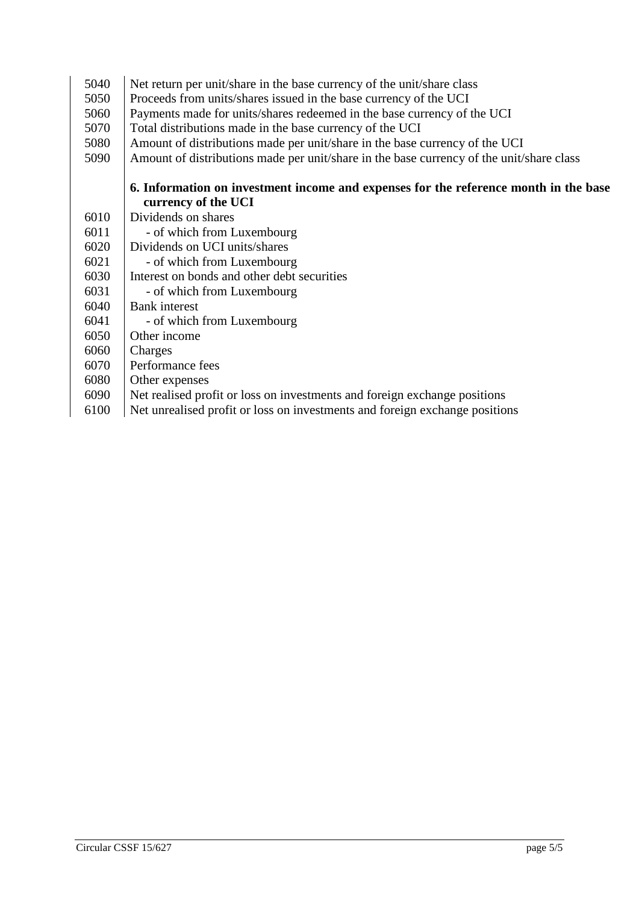| | |
|---|---|
| 5040 | Net return per unit/share in the base currency of the unit/share class |
| 5050 | Proceeds from units/shares issued in the base currency of the UCI |
| 5060 | Payments made for units/shares redeemed in the base currency of the UCI |
| 5070 | Total distributions made in the base currency of the UCI |
| 5080 | Amount of distributions made per unit/share in the base currency of the UCI |
| 5090 | Amount of distributions made per unit/share in the base currency of the unit/share class |
| | **6. Information on investment income and expenses for the reference month in the base currency of the UCI** |
| 6010 | Dividends on shares |
| 6011 | - of which from Luxembourg |
| 6020 | Dividends on UCI units/shares |
| 6021 | - of which from Luxembourg |
| 6030 | Interest on bonds and other debt securities |
| 6031 | - of which from Luxembourg |
| 6040 | Bank interest |
| 6041 | - of which from Luxembourg |
| 6050 | Other income |
| 6060 | Charges |
| 6070 | Performance fees |
| 6080 | Other expenses |
| 6090 | Net realised profit or loss on investments and foreign exchange positions |
| 6100 | Net unrealised profit or loss on investments and foreign exchange positions |